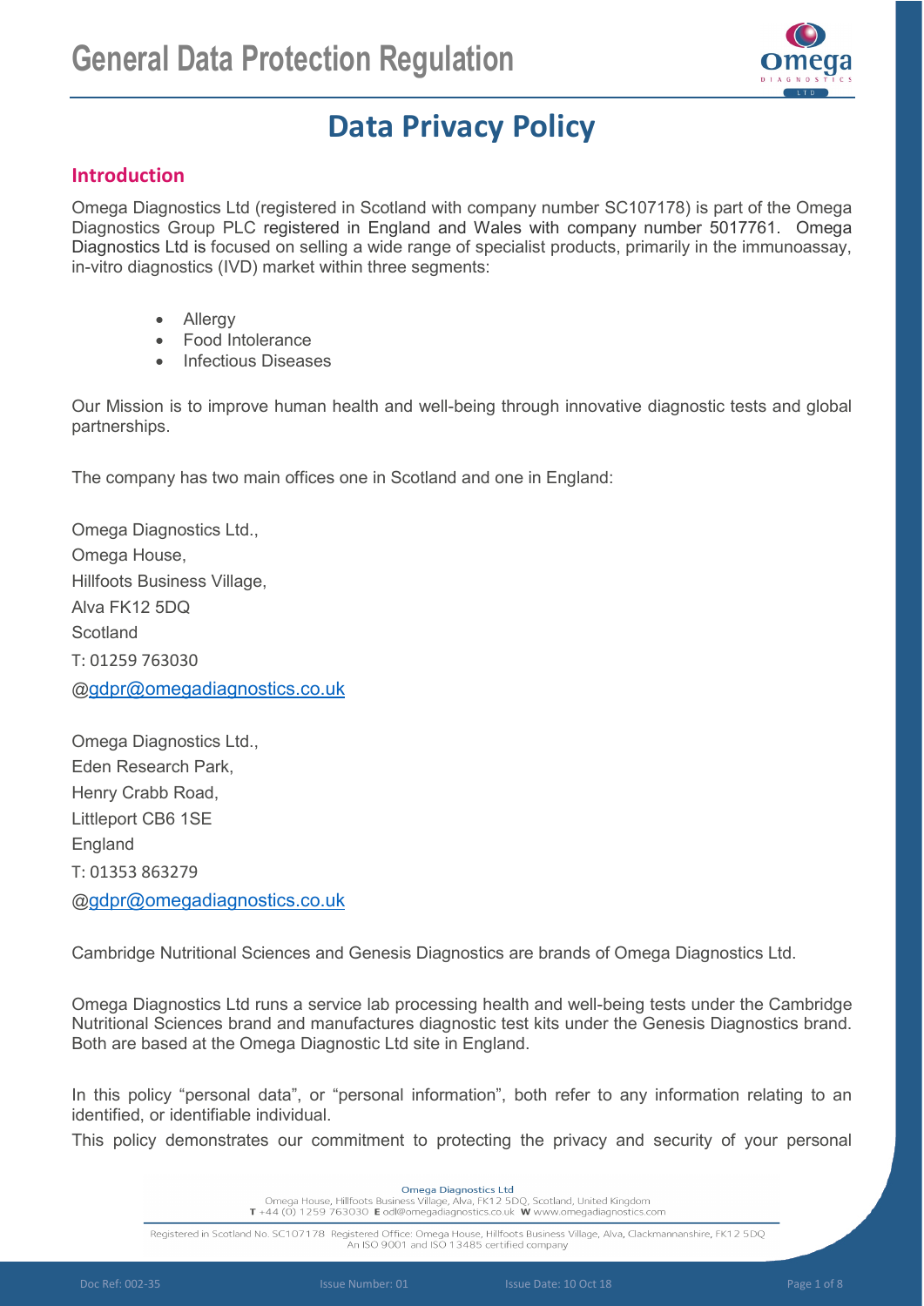# General Data Protection Regulation

# Data Privacy Policy

## Introduction

Omega Diagnostics Ltd (registered in Scotland with company number SC107178) is part of the Omega Diagnostics Group PLC registered in England and Wales with company number 5017761. Omega Diagnostics Ltd is focused on selling a wide range of specialist products, primarily in the immunoassay, in-vitro diagnostics (IVD) market within three segments:

- Allergy
- Food Intolerance
- Infectious Diseases

Our Mission is to improve human health and well-being through innovative diagnostic tests and global partnerships.

The company has two main offices one in Scotland and one in England:

Omega Diagnostics Ltd.,
Omega House,
Hillfoots Business Village,
Alva FK12 5DQ
Scotland
T: 01259 763030
@gdpr@omegadiagnostics.co.uk

Omega Diagnostics Ltd.,
Eden Research Park,
Henry Crabb Road,
Littleport CB6 1SE
England
T: 01353 863279
@gdpr@omegadiagnostics.co.uk

Cambridge Nutritional Sciences and Genesis Diagnostics are brands of Omega Diagnostics Ltd.

Omega Diagnostics Ltd runs a service lab processing health and well-being tests under the Cambridge Nutritional Sciences brand and manufactures diagnostic test kits under the Genesis Diagnostics brand. Both are based at the Omega Diagnostic Ltd site in England.

In this policy "personal data", or "personal information", both refer to any information relating to an identified, or identifiable individual.

This policy demonstrates our commitment to protecting the privacy and security of your personal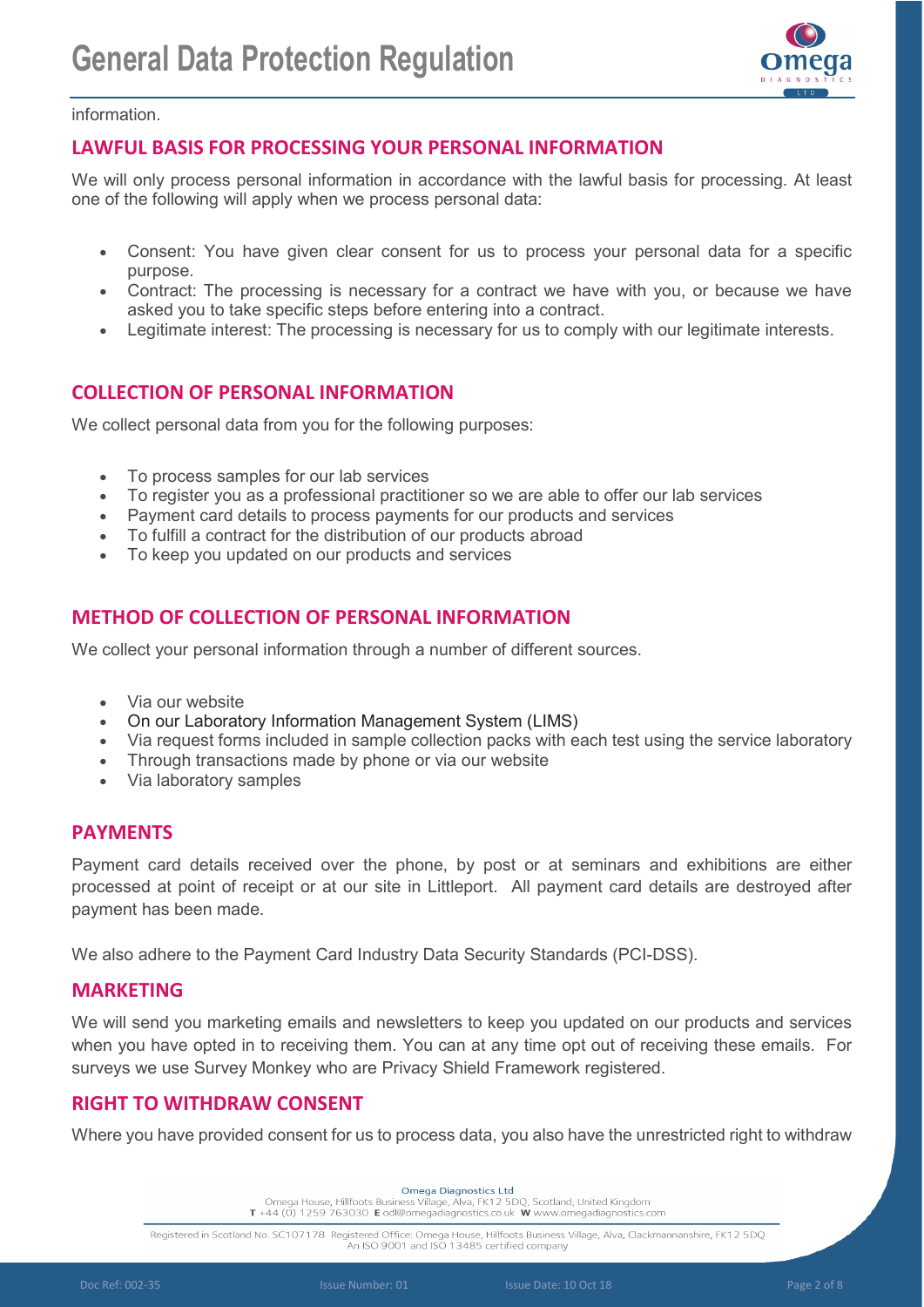information.

## LAWFUL BASIS FOR PROCESSING YOUR PERSONAL INFORMATION

We will only process personal information in accordance with the lawful basis for processing. At least one of the following will apply when we process personal data:

- Consent: You have given clear consent for us to process your personal data for a specific purpose.
- Contract: The processing is necessary for a contract we have with you, or because we have asked you to take specific steps before entering into a contract.
- Legitimate interest: The processing is necessary for us to comply with our legitimate interests.

## COLLECTION OF PERSONAL INFORMATION

We collect personal data from you for the following purposes:

- To process samples for our lab services
- To register you as a professional practitioner so we are able to offer our lab services
- Payment card details to process payments for our products and services
- To fulfill a contract for the distribution of our products abroad
- To keep you updated on our products and services

## METHOD OF COLLECTION OF PERSONAL INFORMATION

We collect your personal information through a number of different sources.

- Via our website
- On our Laboratory Information Management System (LIMS)
- Via request forms included in sample collection packs with each test using the service laboratory
- Through transactions made by phone or via our website
- Via laboratory samples

## PAYMENTS

Payment card details received over the phone, by post or at seminars and exhibitions are either processed at point of receipt or at our site in Littleport. All payment card details are destroyed after payment has been made.

We also adhere to the Payment Card Industry Data Security Standards (PCI-DSS).

## MARKETING

We will send you marketing emails and newsletters to keep you updated on our products and services when you have opted in to receiving them. You can at any time opt out of receiving these emails. For surveys we use Survey Monkey who are Privacy Shield Framework registered.

## RIGHT TO WITHDRAW CONSENT

Where you have provided consent for us to process data, you also have the unrestricted right to withdraw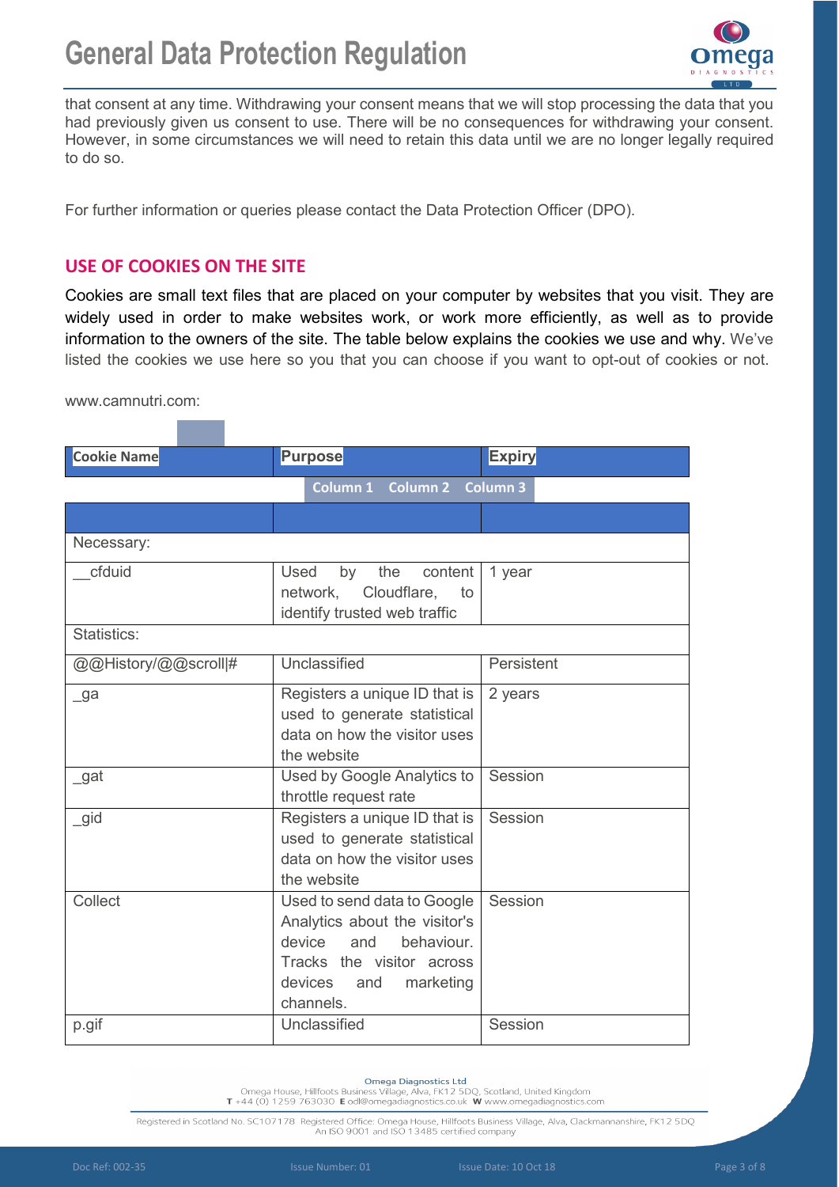that consent at any time. Withdrawing your consent means that we will stop processing the data that you had previously given us consent to use. There will be no consequences for withdrawing your consent. However, in some circumstances we will need to retain this data until we are no longer legally required to do so.

For further information or queries please contact the Data Protection Officer (DPO).

## USE OF COOKIES ON THE SITE

Cookies are small text files that are placed on your computer by websites that you visit. They are widely used in order to make websites work, or work more efficiently, as well as to provide information to the owners of the site. The table below explains the cookies we use and why. We've listed the cookies we use here so you that you can choose if you want to opt-out of cookies or not.

www.camnutri.com:

| Cookie Name | Purpose | Expiry |
|---|---|---|
| | Column 1 Column 2 Column 3 | |
| | | |
| Necessary: | | |
| __cfduid | Used by the content network, Cloudflare, to identify trusted web traffic | 1 year |
| Statistics: | | |
| @@History/@@scroll\|# | Unclassified | Persistent |
| _ga | Registers a unique ID that is used to generate statistical data on how the visitor uses the website | 2 years |
| _gat | Used by Google Analytics to throttle request rate | Session |
| _gid | Registers a unique ID that is used to generate statistical data on how the visitor uses the website | Session |
| Collect | Used to send data to Google Analytics about the visitor's device and behaviour. Tracks the visitor across devices and marketing channels. | Session |
| p.gif | Unclassified | Session |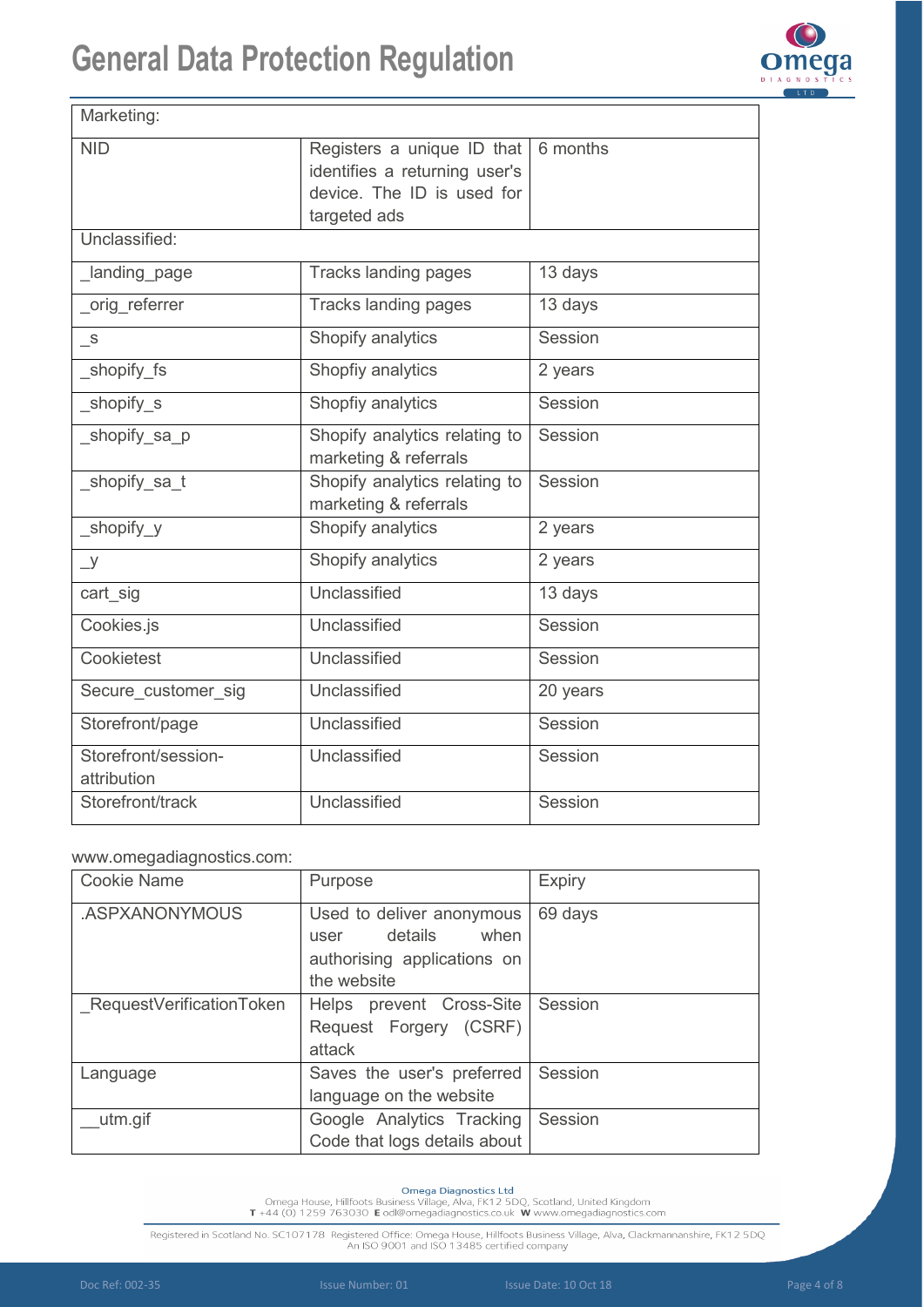| Marketing: | | |
| --- | --- | --- |
| NID | Registers a unique ID that identifies a returning user's device. The ID is used for targeted ads | 6 months |
| Unclassified: | | |
| _landing_page | Tracks landing pages | 13 days |
| _orig_referrer | Tracks landing pages | 13 days |
| _s | Shopify analytics | Session |
| _shopify_fs | Shopfiy analytics | 2 years |
| _shopify_s | Shopfiy analytics | Session |
| _shopify_sa_p | Shopify analytics relating to marketing & referrals | Session |
| _shopify_sa_t | Shopify analytics relating to marketing & referrals | Session |
| _shopify_y | Shopify analytics | 2 years |
| _y | Shopify analytics | 2 years |
| cart_sig | Unclassified | 13 days |
| Cookies.js | Unclassified | Session |
| Cookietest | Unclassified | Session |
| Secure_customer_sig | Unclassified | 20 years |
| Storefront/page | Unclassified | Session |
| Storefront/session-attribution | Unclassified | Session |
| Storefront/track | Unclassified | Session |

www.omegadiagnostics.com:

| Cookie Name | Purpose | Expiry |
| --- | --- | --- |
| .ASPXANONYMOUS | Used to deliver anonymous user details when authorising applications on the website | 69 days |
| _RequestVerificationToken | Helps prevent Cross-Site Request Forgery (CSRF) attack | Session |
| Language | Saves the user's preferred language on the website | Session |
| __utm.gif | Google Analytics Tracking Code that logs details about | Session |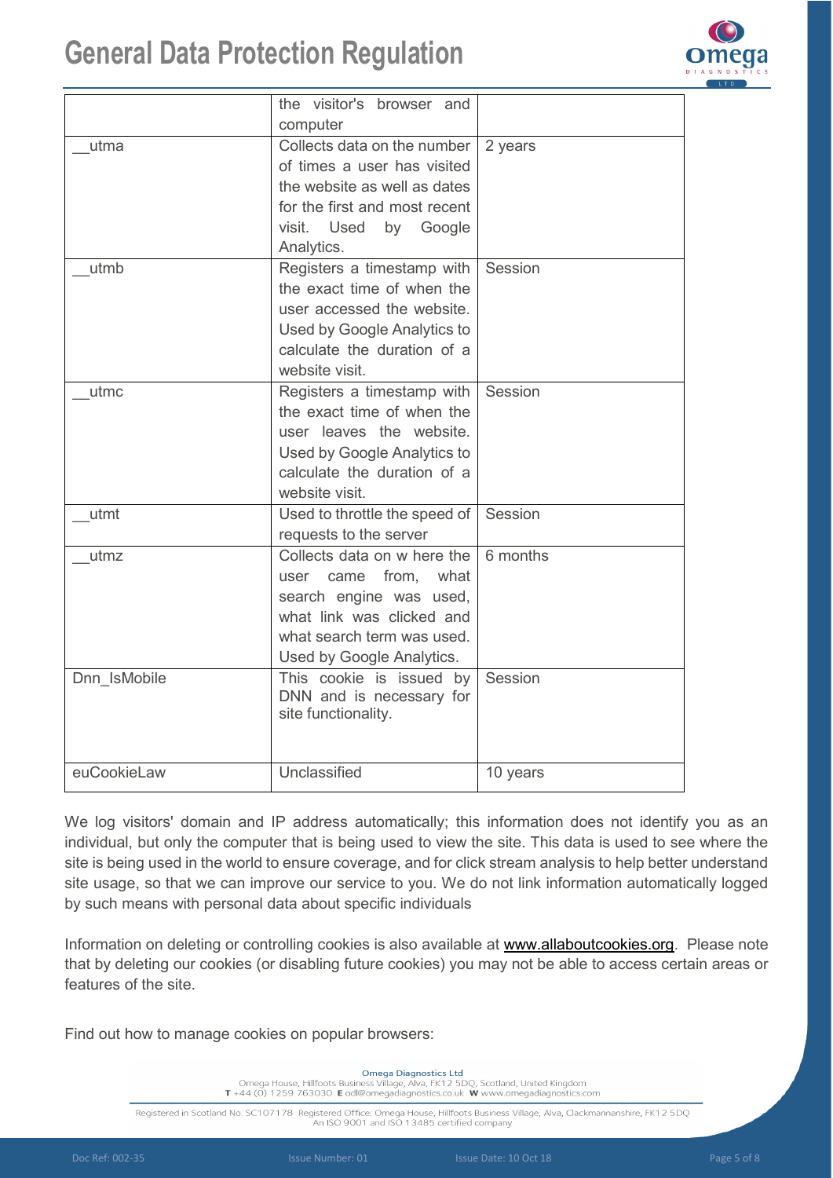| | | |
|---|---|---|
| | the visitor's browser and computer | |
| __utma | Collects data on the number of times a user has visited the website as well as dates for the first and most recent visit. Used by Google Analytics. | 2 years |
| __utmb | Registers a timestamp with the exact time of when the user accessed the website. Used by Google Analytics to calculate the duration of a website visit. | Session |
| __utmc | Registers a timestamp with the exact time of when the user leaves the website. Used by Google Analytics to calculate the duration of a website visit. | Session |
| __utmt | Used to throttle the speed of requests to the server | Session |
| __utmz | Collects data on w here the user came from, what search engine was used, what link was clicked and what search term was used. Used by Google Analytics. | 6 months |
| Dnn_IsMobile | This cookie is issued by DNN and is necessary for site functionality. | Session |
| euCookieLaw | Unclassified | 10 years |

We log visitors' domain and IP address automatically; this information does not identify you as an individual, but only the computer that is being used to view the site. This data is used to see where the site is being used in the world to ensure coverage, and for click stream analysis to help better understand site usage, so that we can improve our service to you. We do not link information automatically logged by such means with personal data about specific individuals

Information on deleting or controlling cookies is also available at www.allaboutcookies.org. Please note that by deleting our cookies (or disabling future cookies) you may not be able to access certain areas or features of the site.

Find out how to manage cookies on popular browsers: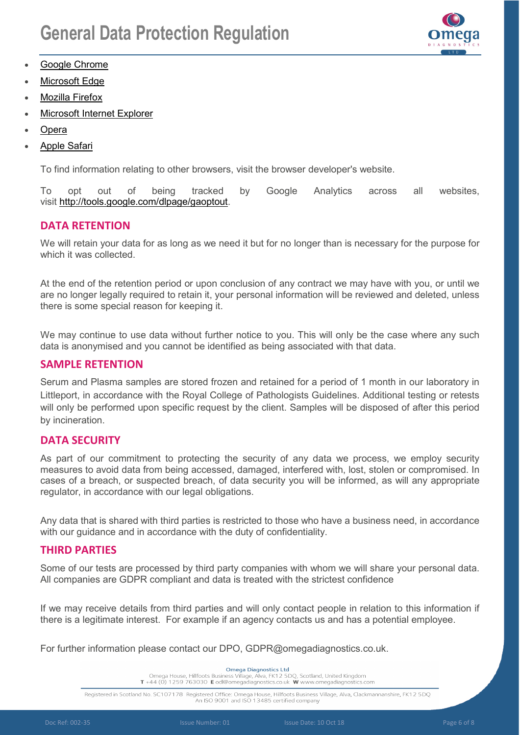- Google Chrome
- Microsoft Edge
- Mozilla Firefox
- Microsoft Internet Explorer
- Opera
- Apple Safari

To find information relating to other browsers, visit the browser developer's website.

To opt out of being tracked by Google Analytics across all websites, visit http://tools.google.com/dlpage/gaoptout.

## DATA RETENTION

We will retain your data for as long as we need it but for no longer than is necessary for the purpose for which it was collected.

At the end of the retention period or upon conclusion of any contract we may have with you, or until we are no longer legally required to retain it, your personal information will be reviewed and deleted, unless there is some special reason for keeping it.

We may continue to use data without further notice to you. This will only be the case where any such data is anonymised and you cannot be identified as being associated with that data.

## SAMPLE RETENTION

Serum and Plasma samples are stored frozen and retained for a period of 1 month in our laboratory in Littleport, in accordance with the Royal College of Pathologists Guidelines. Additional testing or retests will only be performed upon specific request by the client. Samples will be disposed of after this period by incineration.

## DATA SECURITY

As part of our commitment to protecting the security of any data we process, we employ security measures to avoid data from being accessed, damaged, interfered with, lost, stolen or compromised. In cases of a breach, or suspected breach, of data security you will be informed, as will any appropriate regulator, in accordance with our legal obligations.

Any data that is shared with third parties is restricted to those who have a business need, in accordance with our guidance and in accordance with the duty of confidentiality.

## THIRD PARTIES

Some of our tests are processed by third party companies with whom we will share your personal data. All companies are GDPR compliant and data is treated with the strictest confidence

If we may receive details from third parties and will only contact people in relation to this information if there is a legitimate interest. For example if an agency contacts us and has a potential employee.

For further information please contact our DPO, GDPR@omegadiagnostics.co.uk.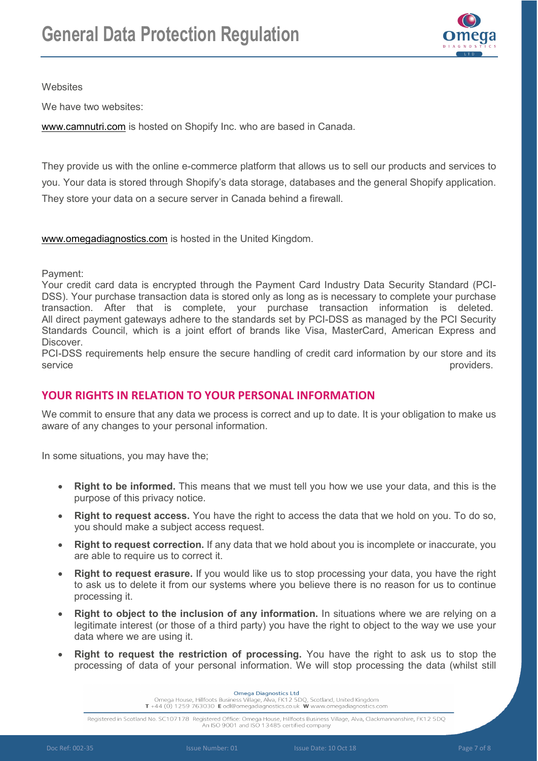Websites

We have two websites:

www.camnutri.com is hosted on Shopify Inc. who are based in Canada.

They provide us with the online e-commerce platform that allows us to sell our products and services to you. Your data is stored through Shopify's data storage, databases and the general Shopify application. They store your data on a secure server in Canada behind a firewall.

www.omegadiagnostics.com is hosted in the United Kingdom.

Payment:
Your credit card data is encrypted through the Payment Card Industry Data Security Standard (PCI-DSS). Your purchase transaction data is stored only as long as is necessary to complete your purchase transaction. After that is complete, your purchase transaction information is deleted.
All direct payment gateways adhere to the standards set by PCI-DSS as managed by the PCI Security Standards Council, which is a joint effort of brands like Visa, MasterCard, American Express and Discover.
PCI-DSS requirements help ensure the secure handling of credit card information by our store and its service providers.

## YOUR RIGHTS IN RELATION TO YOUR PERSONAL INFORMATION

We commit to ensure that any data we process is correct and up to date. It is your obligation to make us aware of any changes to your personal information.

In some situations, you may have the;

- **Right to be informed.** This means that we must tell you how we use your data, and this is the purpose of this privacy notice.
- **Right to request access.** You have the right to access the data that we hold on you. To do so, you should make a subject access request.
- **Right to request correction.** If any data that we hold about you is incomplete or inaccurate, you are able to require us to correct it.
- **Right to request erasure.** If you would like us to stop processing your data, you have the right to ask us to delete it from our systems where you believe there is no reason for us to continue processing it.
- **Right to object to the inclusion of any information.** In situations where we are relying on a legitimate interest (or those of a third party) you have the right to object to the way we use your data where we are using it.
- **Right to request the restriction of processing.** You have the right to ask us to stop the processing of data of your personal information. We will stop processing the data (whilst still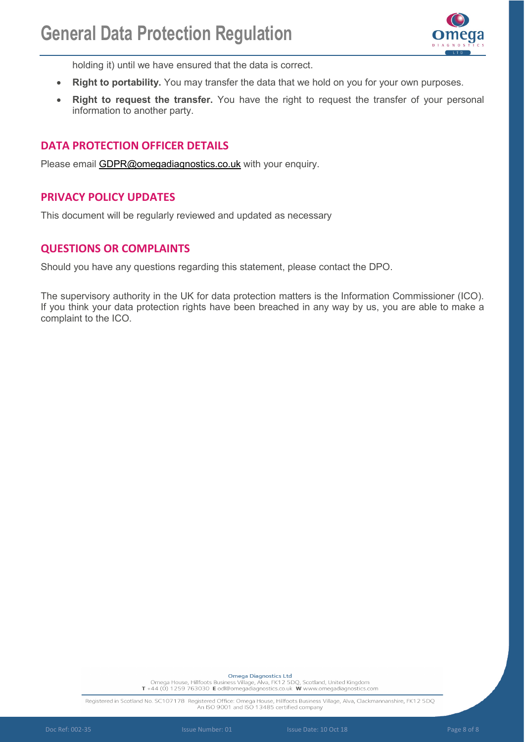holding it) until we have ensured that the data is correct.

- **Right to portability.** You may transfer the data that we hold on you for your own purposes.
- **Right to request the transfer.** You have the right to request the transfer of your personal information to another party.

## DATA PROTECTION OFFICER DETAILS

Please email GDPR@omegadiagnostics.co.uk with your enquiry.

## PRIVACY POLICY UPDATES

This document will be regularly reviewed and updated as necessary

## QUESTIONS OR COMPLAINTS

Should you have any questions regarding this statement, please contact the DPO.

The supervisory authority in the UK for data protection matters is the Information Commissioner (ICO). If you think your data protection rights have been breached in any way by us, you are able to make a complaint to the ICO.